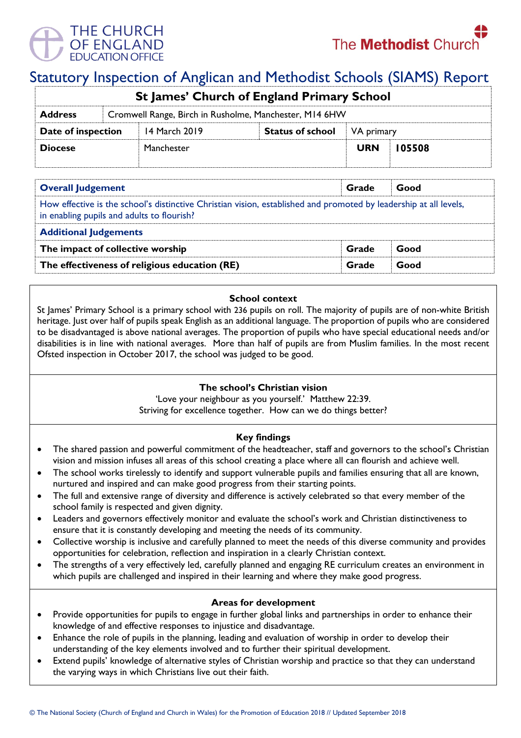# Statutory Inspection of Anglican and Methodist Schools (SIAMS) Report

| St James' Church of England Primary School | | | | | |
|---|---|---|---|---|---|
| **Address** | Cromwell Range, Birch in Rusholme, Manchester, M14 6HW | | | | |
| **Date of inspection** | 14 March 2019 | **Status of school** | VA primary | | |
| **Diocese** | Manchester | | | **URN** | **105508** |

| **Overall Judgement** | **Grade** | **Good** |
|---|---|---|
| How effective is the school's distinctive Christian vision, established and promoted by leadership at all levels, in enabling pupils and adults to flourish? | | |
| **Additional Judgements** | | |
| **The impact of collective worship** | **Grade** | **Good** |
| **The effectiveness of religious education (RE)** | **Grade** | **Good** |

## School context

St James' Primary School is a primary school with 236 pupils on roll. The majority of pupils are of non-white British heritage. Just over half of pupils speak English as an additional language. The proportion of pupils who are considered to be disadvantaged is above national averages. The proportion of pupils who have special educational needs and/or disabilities is in line with national averages. More than half of pupils are from Muslim families. In the most recent Ofsted inspection in October 2017, the school was judged to be good.

## The school's Christian vision

'Love your neighbour as you yourself.' Matthew 22:39.
Striving for excellence together. How can we do things better?

## Key findings

- The shared passion and powerful commitment of the headteacher, staff and governors to the school's Christian vision and mission infuses all areas of this school creating a place where all can flourish and achieve well.
- The school works tirelessly to identify and support vulnerable pupils and families ensuring that all are known, nurtured and inspired and can make good progress from their starting points.
- The full and extensive range of diversity and difference is actively celebrated so that every member of the school family is respected and given dignity.
- Leaders and governors effectively monitor and evaluate the school's work and Christian distinctiveness to ensure that it is constantly developing and meeting the needs of its community.
- Collective worship is inclusive and carefully planned to meet the needs of this diverse community and provides opportunities for celebration, reflection and inspiration in a clearly Christian context.
- The strengths of a very effectively led, carefully planned and engaging RE curriculum creates an environment in which pupils are challenged and inspired in their learning and where they make good progress.

## Areas for development

- Provide opportunities for pupils to engage in further global links and partnerships in order to enhance their knowledge of and effective responses to injustice and disadvantage.
- Enhance the role of pupils in the planning, leading and evaluation of worship in order to develop their understanding of the key elements involved and to further their spiritual development.
- Extend pupils' knowledge of alternative styles of Christian worship and practice so that they can understand the varying ways in which Christians live out their faith.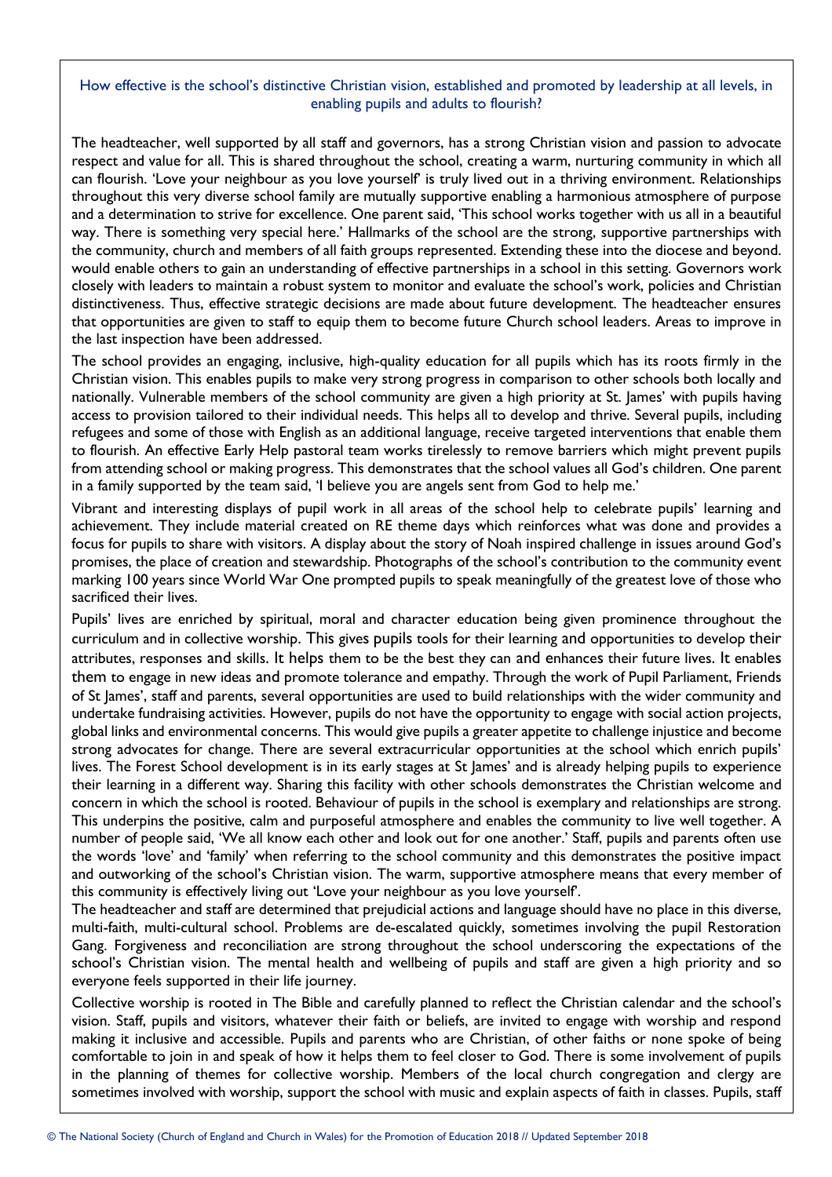## How effective is the school's distinctive Christian vision, established and promoted by leadership at all levels, in enabling pupils and adults to flourish?

The headteacher, well supported by all staff and governors, has a strong Christian vision and passion to advocate respect and value for all. This is shared throughout the school, creating a warm, nurturing community in which all can flourish. 'Love your neighbour as you love yourself' is truly lived out in a thriving environment. Relationships throughout this very diverse school family are mutually supportive enabling a harmonious atmosphere of purpose and a determination to strive for excellence. One parent said, 'This school works together with us all in a beautiful way. There is something very special here.' Hallmarks of the school are the strong, supportive partnerships with the community, church and members of all faith groups represented. Extending these into the diocese and beyond. would enable others to gain an understanding of effective partnerships in a school in this setting. Governors work closely with leaders to maintain a robust system to monitor and evaluate the school's work, policies and Christian distinctiveness. Thus, effective strategic decisions are made about future development. The headteacher ensures that opportunities are given to staff to equip them to become future Church school leaders. Areas to improve in the last inspection have been addressed.

The school provides an engaging, inclusive, high-quality education for all pupils which has its roots firmly in the Christian vision. This enables pupils to make very strong progress in comparison to other schools both locally and nationally. Vulnerable members of the school community are given a high priority at St. James' with pupils having access to provision tailored to their individual needs. This helps all to develop and thrive. Several pupils, including refugees and some of those with English as an additional language, receive targeted interventions that enable them to flourish. An effective Early Help pastoral team works tirelessly to remove barriers which might prevent pupils from attending school or making progress. This demonstrates that the school values all God's children. One parent in a family supported by the team said, 'I believe you are angels sent from God to help me.'

Vibrant and interesting displays of pupil work in all areas of the school help to celebrate pupils' learning and achievement. They include material created on RE theme days which reinforces what was done and provides a focus for pupils to share with visitors. A display about the story of Noah inspired challenge in issues around God's promises, the place of creation and stewardship. Photographs of the school's contribution to the community event marking 100 years since World War One prompted pupils to speak meaningfully of the greatest love of those who sacrificed their lives.

Pupils' lives are enriched by spiritual, moral and character education being given prominence throughout the curriculum and in collective worship. This gives pupils tools for their learning and opportunities to develop their attributes, responses and skills. It helps them to be the best they can and enhances their future lives. It enables them to engage in new ideas and promote tolerance and empathy. Through the work of Pupil Parliament, Friends of St James', staff and parents, several opportunities are used to build relationships with the wider community and undertake fundraising activities. However, pupils do not have the opportunity to engage with social action projects, global links and environmental concerns. This would give pupils a greater appetite to challenge injustice and become strong advocates for change. There are several extracurricular opportunities at the school which enrich pupils' lives. The Forest School development is in its early stages at St James' and is already helping pupils to experience their learning in a different way. Sharing this facility with other schools demonstrates the Christian welcome and concern in which the school is rooted. Behaviour of pupils in the school is exemplary and relationships are strong. This underpins the positive, calm and purposeful atmosphere and enables the community to live well together. A number of people said, 'We all know each other and look out for one another.' Staff, pupils and parents often use the words 'love' and 'family' when referring to the school community and this demonstrates the positive impact and outworking of the school's Christian vision. The warm, supportive atmosphere means that every member of this community is effectively living out 'Love your neighbour as you love yourself'.

The headteacher and staff are determined that prejudicial actions and language should have no place in this diverse, multi-faith, multi-cultural school. Problems are de-escalated quickly, sometimes involving the pupil Restoration Gang. Forgiveness and reconciliation are strong throughout the school underscoring the expectations of the school's Christian vision. The mental health and wellbeing of pupils and staff are given a high priority and so everyone feels supported in their life journey.

Collective worship is rooted in The Bible and carefully planned to reflect the Christian calendar and the school's vision. Staff, pupils and visitors, whatever their faith or beliefs, are invited to engage with worship and respond making it inclusive and accessible. Pupils and parents who are Christian, of other faiths or none spoke of being comfortable to join in and speak of how it helps them to feel closer to God. There is some involvement of pupils in the planning of themes for collective worship. Members of the local church congregation and clergy are sometimes involved with worship, support the school with music and explain aspects of faith in classes. Pupils, staff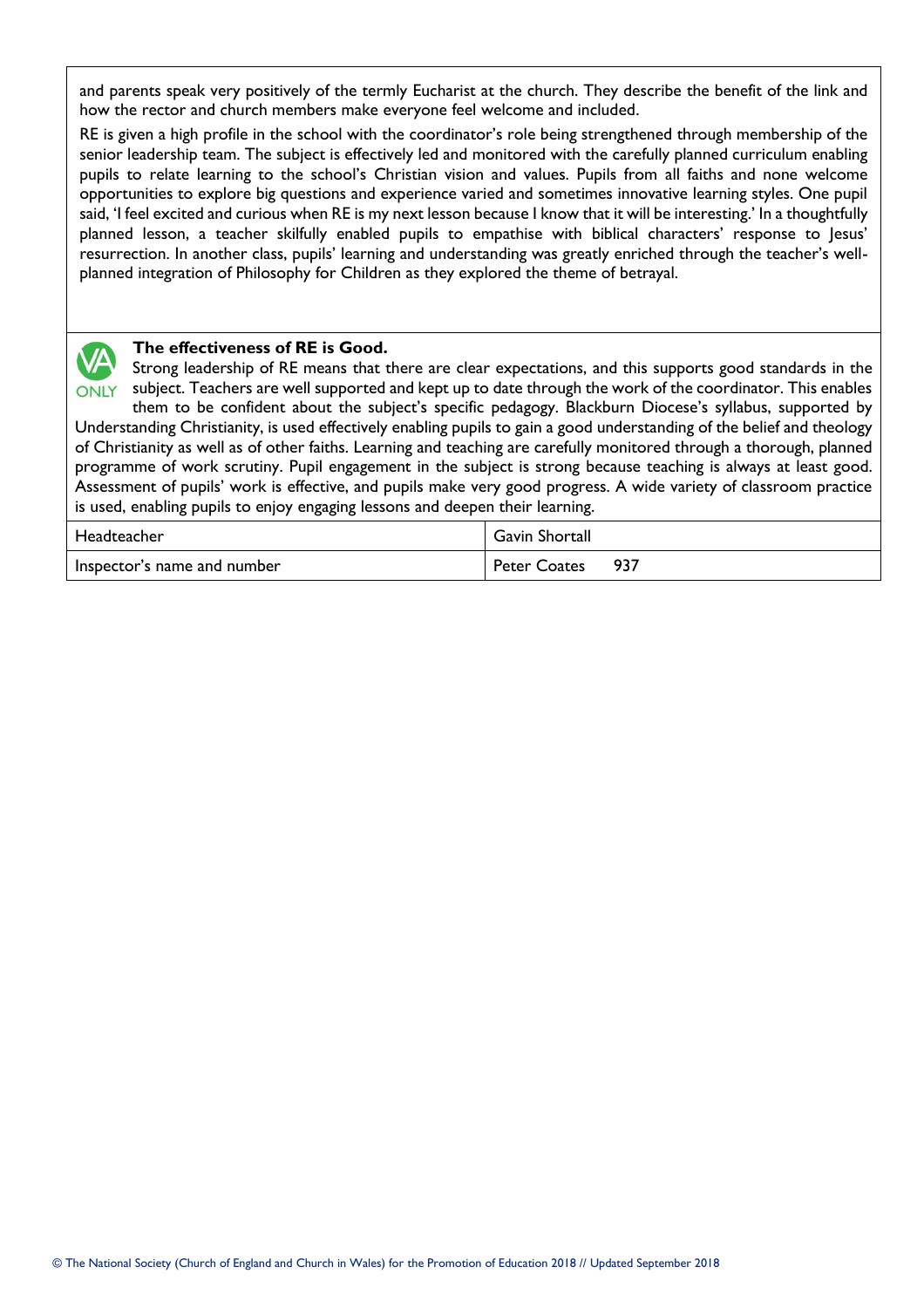and parents speak very positively of the termly Eucharist at the church. They describe the benefit of the link and how the rector and church members make everyone feel welcome and included.

RE is given a high profile in the school with the coordinator's role being strengthened through membership of the senior leadership team. The subject is effectively led and monitored with the carefully planned curriculum enabling pupils to relate learning to the school's Christian vision and values. Pupils from all faiths and none welcome opportunities to explore big questions and experience varied and sometimes innovative learning styles. One pupil said, 'I feel excited and curious when RE is my next lesson because I know that it will be interesting.' In a thoughtfully planned lesson, a teacher skilfully enabled pupils to empathise with biblical characters' response to Jesus' resurrection. In another class, pupils' learning and understanding was greatly enriched through the teacher's well-planned integration of Philosophy for Children as they explored the theme of betrayal.

VA ONLY

**The effectiveness of RE is Good.**

Strong leadership of RE means that there are clear expectations, and this supports good standards in the subject. Teachers are well supported and kept up to date through the work of the coordinator. This enables them to be confident about the subject's specific pedagogy. Blackburn Diocese's syllabus, supported by Understanding Christianity, is used effectively enabling pupils to gain a good understanding of the belief and theology of Christianity as well as of other faiths. Learning and teaching are carefully monitored through a thorough, planned programme of work scrutiny. Pupil engagement in the subject is strong because teaching is always at least good. Assessment of pupils' work is effective, and pupils make very good progress. A wide variety of classroom practice is used, enabling pupils to enjoy engaging lessons and deepen their learning.

| | |
|---|---|
| Headteacher | Gavin Shortall |
| Inspector's name and number | Peter Coates 937 |

© The National Society (Church of England and Church in Wales) for the Promotion of Education 2018 // Updated September 2018